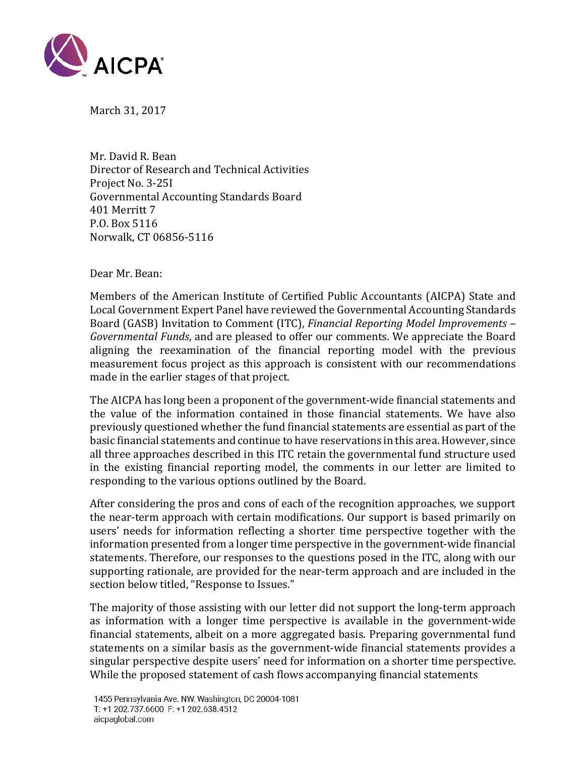AICPA

March 31, 2017

Mr. David R. Bean
Director of Research and Technical Activities
Project No. 3-25I
Governmental Accounting Standards Board
401 Merritt 7
P.O. Box 5116
Norwalk, CT 06856-5116

Dear Mr. Bean:

Members of the American Institute of Certified Public Accountants (AICPA) State and Local Government Expert Panel have reviewed the Governmental Accounting Standards Board (GASB) Invitation to Comment (ITC), *Financial Reporting Model Improvements – Governmental Funds*, and are pleased to offer our comments. We appreciate the Board aligning the reexamination of the financial reporting model with the previous measurement focus project as this approach is consistent with our recommendations made in the earlier stages of that project.

The AICPA has long been a proponent of the government-wide financial statements and the value of the information contained in those financial statements. We have also previously questioned whether the fund financial statements are essential as part of the basic financial statements and continue to have reservations in this area. However, since all three approaches described in this ITC retain the governmental fund structure used in the existing financial reporting model, the comments in our letter are limited to responding to the various options outlined by the Board.

After considering the pros and cons of each of the recognition approaches, we support the near-term approach with certain modifications. Our support is based primarily on users' needs for information reflecting a shorter time perspective together with the information presented from a longer time perspective in the government-wide financial statements. Therefore, our responses to the questions posed in the ITC, along with our supporting rationale, are provided for the near-term approach and are included in the section below titled, "Response to Issues."

The majority of those assisting with our letter did not support the long-term approach as information with a longer time perspective is available in the government-wide financial statements, albeit on a more aggregated basis. Preparing governmental fund statements on a similar basis as the government-wide financial statements provides a singular perspective despite users' need for information on a shorter time perspective. While the proposed statement of cash flows accompanying financial statements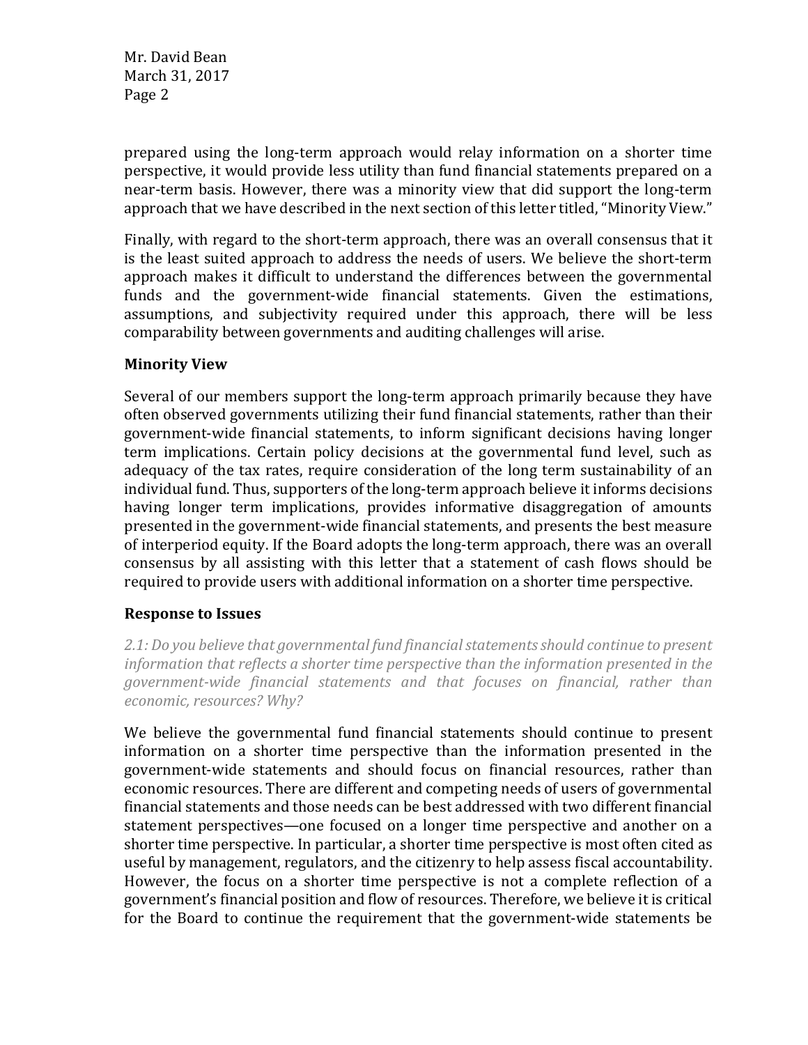prepared using the long-term approach would relay information on a shorter time perspective, it would provide less utility than fund financial statements prepared on a near-term basis. However, there was a minority view that did support the long-term approach that we have described in the next section of this letter titled, "Minority View."

Finally, with regard to the short-term approach, there was an overall consensus that it is the least suited approach to address the needs of users. We believe the short-term approach makes it difficult to understand the differences between the governmental funds and the government-wide financial statements. Given the estimations, assumptions, and subjectivity required under this approach, there will be less comparability between governments and auditing challenges will arise.

### Minority View

Several of our members support the long-term approach primarily because they have often observed governments utilizing their fund financial statements, rather than their government-wide financial statements, to inform significant decisions having longer term implications. Certain policy decisions at the governmental fund level, such as adequacy of the tax rates, require consideration of the long term sustainability of an individual fund. Thus, supporters of the long-term approach believe it informs decisions having longer term implications, provides informative disaggregation of amounts presented in the government-wide financial statements, and presents the best measure of interperiod equity. If the Board adopts the long-term approach, there was an overall consensus by all assisting with this letter that a statement of cash flows should be required to provide users with additional information on a shorter time perspective.

### Response to Issues

*2.1: Do you believe that governmental fund financial statements should continue to present information that reflects a shorter time perspective than the information presented in the government-wide financial statements and that focuses on financial, rather than economic, resources? Why?*

We believe the governmental fund financial statements should continue to present information on a shorter time perspective than the information presented in the government-wide statements and should focus on financial resources, rather than economic resources. There are different and competing needs of users of governmental financial statements and those needs can be best addressed with two different financial statement perspectives—one focused on a longer time perspective and another on a shorter time perspective. In particular, a shorter time perspective is most often cited as useful by management, regulators, and the citizenry to help assess fiscal accountability. However, the focus on a shorter time perspective is not a complete reflection of a government's financial position and flow of resources. Therefore, we believe it is critical for the Board to continue the requirement that the government-wide statements be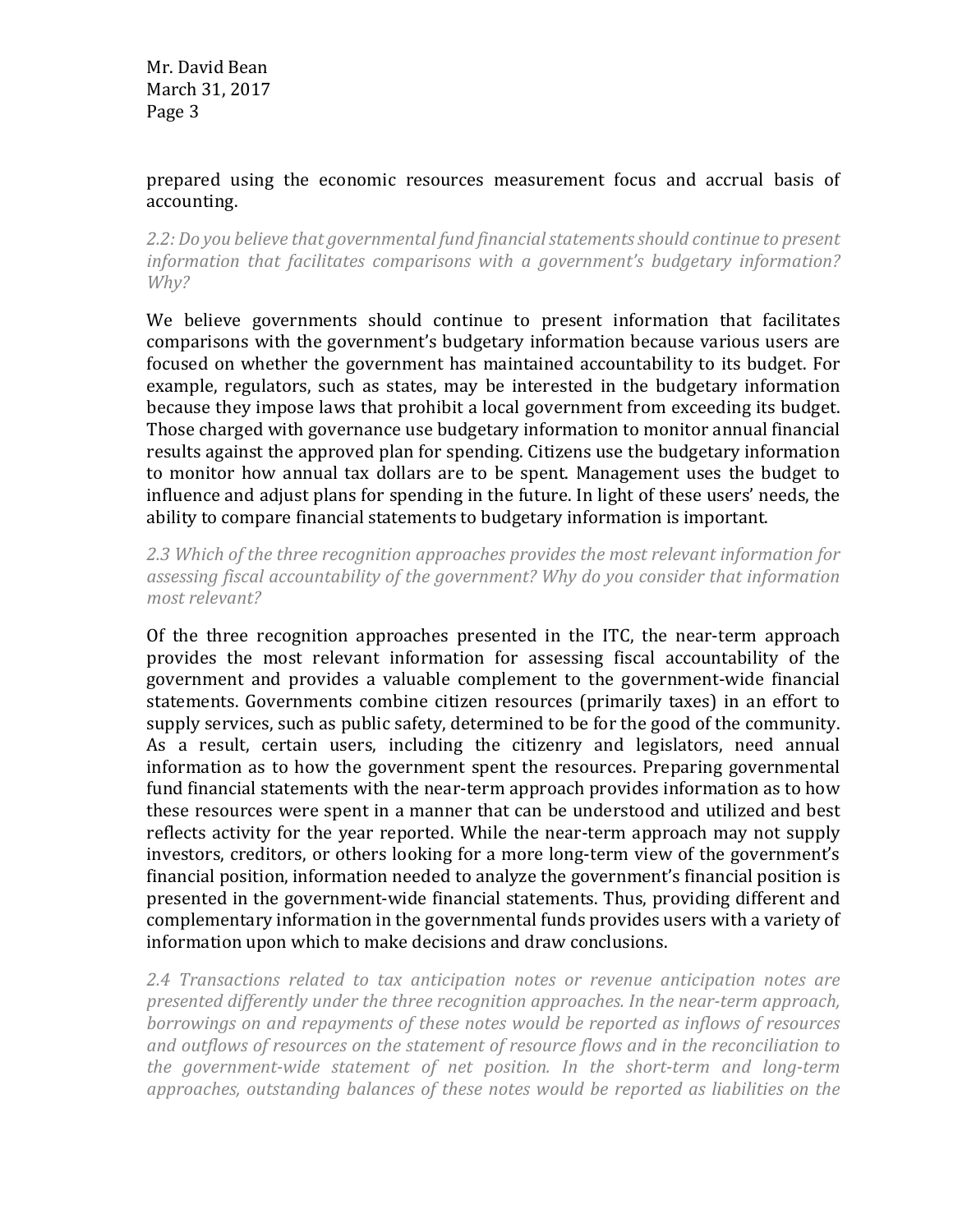prepared using the economic resources measurement focus and accrual basis of accounting.

*2.2: Do you believe that governmental fund financial statements should continue to present information that facilitates comparisons with a government's budgetary information? Why?*

We believe governments should continue to present information that facilitates comparisons with the government's budgetary information because various users are focused on whether the government has maintained accountability to its budget. For example, regulators, such as states, may be interested in the budgetary information because they impose laws that prohibit a local government from exceeding its budget. Those charged with governance use budgetary information to monitor annual financial results against the approved plan for spending. Citizens use the budgetary information to monitor how annual tax dollars are to be spent. Management uses the budget to influence and adjust plans for spending in the future. In light of these users' needs, the ability to compare financial statements to budgetary information is important.

*2.3 Which of the three recognition approaches provides the most relevant information for assessing fiscal accountability of the government? Why do you consider that information most relevant?*

Of the three recognition approaches presented in the ITC, the near-term approach provides the most relevant information for assessing fiscal accountability of the government and provides a valuable complement to the government-wide financial statements. Governments combine citizen resources (primarily taxes) in an effort to supply services, such as public safety, determined to be for the good of the community. As a result, certain users, including the citizenry and legislators, need annual information as to how the government spent the resources. Preparing governmental fund financial statements with the near-term approach provides information as to how these resources were spent in a manner that can be understood and utilized and best reflects activity for the year reported. While the near-term approach may not supply investors, creditors, or others looking for a more long-term view of the government's financial position, information needed to analyze the government's financial position is presented in the government-wide financial statements. Thus, providing different and complementary information in the governmental funds provides users with a variety of information upon which to make decisions and draw conclusions.

*2.4 Transactions related to tax anticipation notes or revenue anticipation notes are presented differently under the three recognition approaches. In the near-term approach, borrowings on and repayments of these notes would be reported as inflows of resources and outflows of resources on the statement of resource flows and in the reconciliation to the government-wide statement of net position. In the short-term and long-term approaches, outstanding balances of these notes would be reported as liabilities on the*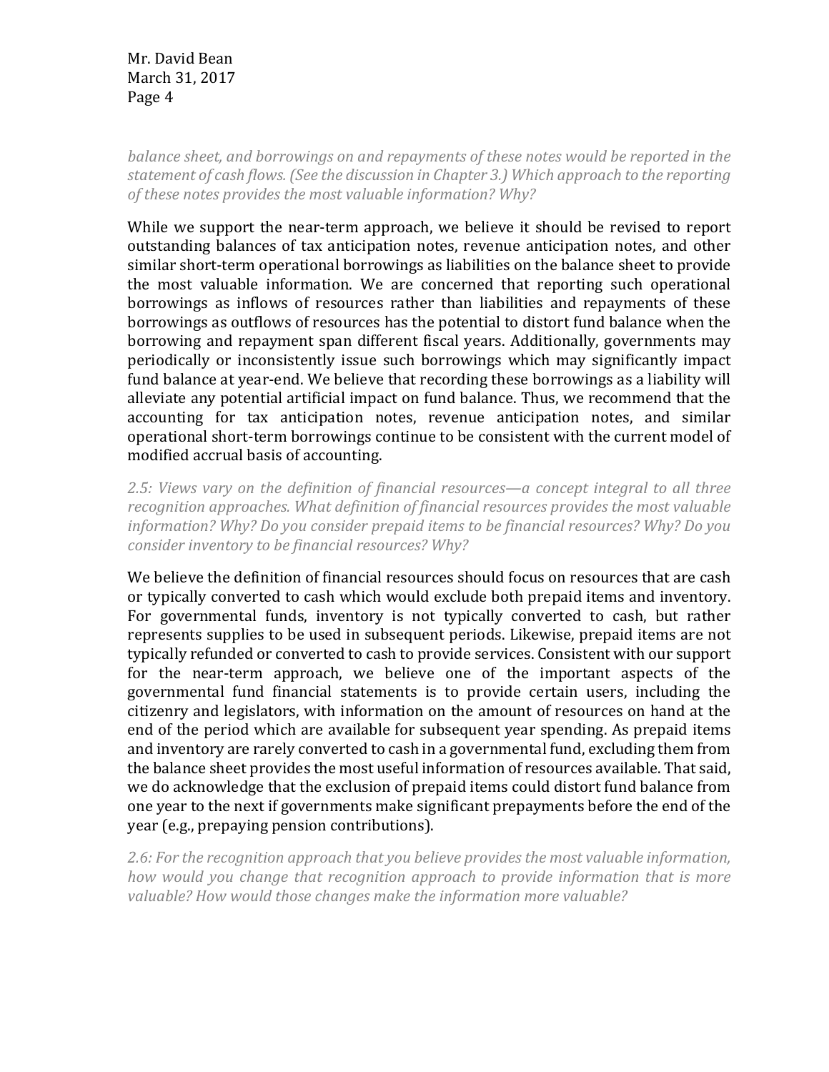*balance sheet, and borrowings on and repayments of these notes would be reported in the statement of cash flows. (See the discussion in Chapter 3.) Which approach to the reporting of these notes provides the most valuable information? Why?*

While we support the near-term approach, we believe it should be revised to report outstanding balances of tax anticipation notes, revenue anticipation notes, and other similar short-term operational borrowings as liabilities on the balance sheet to provide the most valuable information. We are concerned that reporting such operational borrowings as inflows of resources rather than liabilities and repayments of these borrowings as outflows of resources has the potential to distort fund balance when the borrowing and repayment span different fiscal years. Additionally, governments may periodically or inconsistently issue such borrowings which may significantly impact fund balance at year-end. We believe that recording these borrowings as a liability will alleviate any potential artificial impact on fund balance. Thus, we recommend that the accounting for tax anticipation notes, revenue anticipation notes, and similar operational short-term borrowings continue to be consistent with the current model of modified accrual basis of accounting.

*2.5: Views vary on the definition of financial resources—a concept integral to all three recognition approaches. What definition of financial resources provides the most valuable information? Why? Do you consider prepaid items to be financial resources? Why? Do you consider inventory to be financial resources? Why?*

We believe the definition of financial resources should focus on resources that are cash or typically converted to cash which would exclude both prepaid items and inventory. For governmental funds, inventory is not typically converted to cash, but rather represents supplies to be used in subsequent periods. Likewise, prepaid items are not typically refunded or converted to cash to provide services. Consistent with our support for the near-term approach, we believe one of the important aspects of the governmental fund financial statements is to provide certain users, including the citizenry and legislators, with information on the amount of resources on hand at the end of the period which are available for subsequent year spending. As prepaid items and inventory are rarely converted to cash in a governmental fund, excluding them from the balance sheet provides the most useful information of resources available. That said, we do acknowledge that the exclusion of prepaid items could distort fund balance from one year to the next if governments make significant prepayments before the end of the year (e.g., prepaying pension contributions).

*2.6: For the recognition approach that you believe provides the most valuable information, how would you change that recognition approach to provide information that is more valuable? How would those changes make the information more valuable?*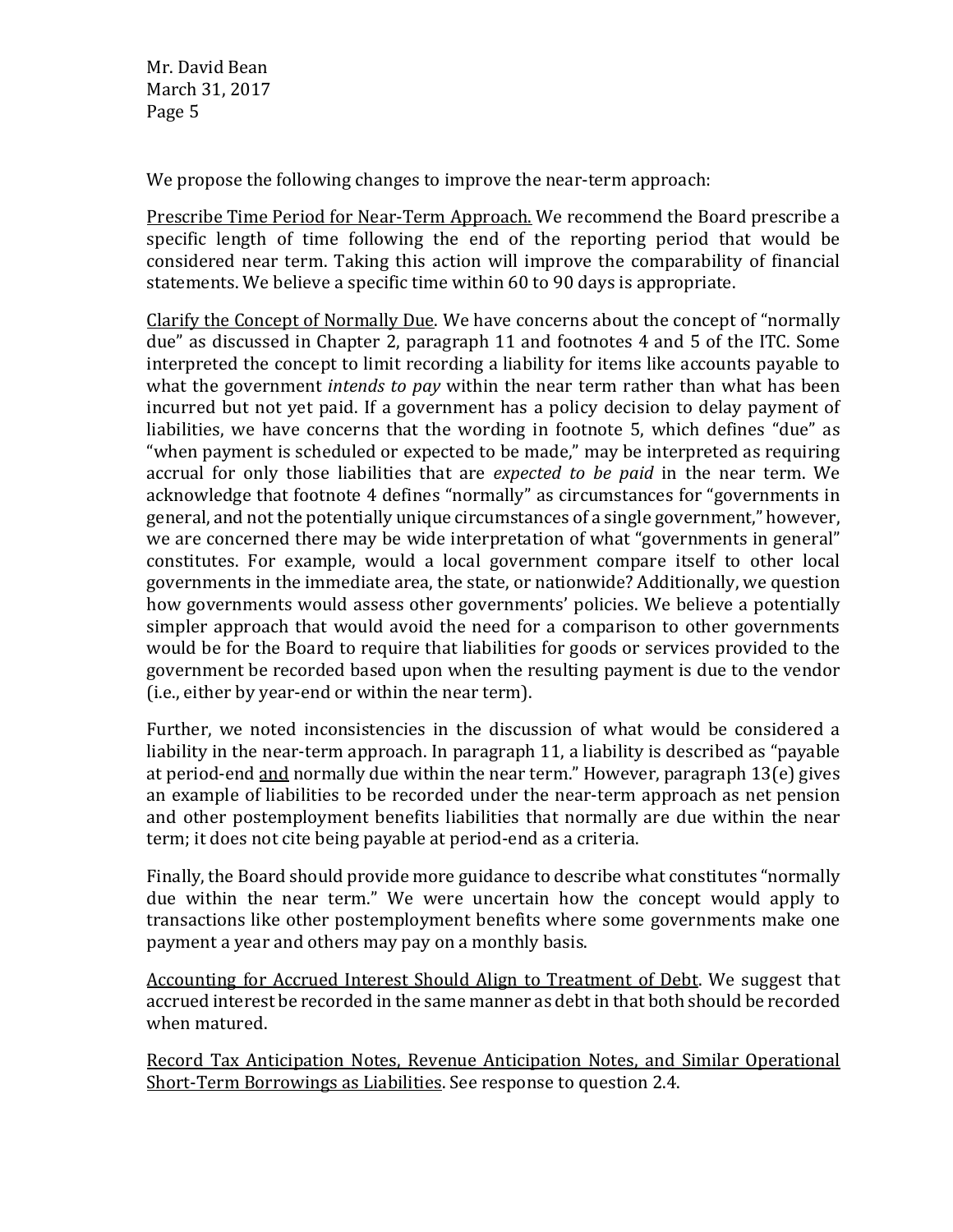We propose the following changes to improve the near-term approach:

<u>Prescribe Time Period for Near-Term Approach.</u> We recommend the Board prescribe a specific length of time following the end of the reporting period that would be considered near term. Taking this action will improve the comparability of financial statements. We believe a specific time within 60 to 90 days is appropriate.

<u>Clarify the Concept of Normally Due</u>. We have concerns about the concept of "normally due" as discussed in Chapter 2, paragraph 11 and footnotes 4 and 5 of the ITC. Some interpreted the concept to limit recording a liability for items like accounts payable to what the government *intends to pay* within the near term rather than what has been incurred but not yet paid. If a government has a policy decision to delay payment of liabilities, we have concerns that the wording in footnote 5, which defines "due" as "when payment is scheduled or expected to be made," may be interpreted as requiring accrual for only those liabilities that are *expected to be paid* in the near term. We acknowledge that footnote 4 defines "normally" as circumstances for "governments in general, and not the potentially unique circumstances of a single government," however, we are concerned there may be wide interpretation of what "governments in general" constitutes. For example, would a local government compare itself to other local governments in the immediate area, the state, or nationwide? Additionally, we question how governments would assess other governments' policies. We believe a potentially simpler approach that would avoid the need for a comparison to other governments would be for the Board to require that liabilities for goods or services provided to the government be recorded based upon when the resulting payment is due to the vendor (i.e., either by year-end or within the near term).

Further, we noted inconsistencies in the discussion of what would be considered a liability in the near-term approach. In paragraph 11, a liability is described as "payable at period-end <u>and</u> normally due within the near term." However, paragraph 13(e) gives an example of liabilities to be recorded under the near-term approach as net pension and other postemployment benefits liabilities that normally are due within the near term; it does not cite being payable at period-end as a criteria.

Finally, the Board should provide more guidance to describe what constitutes "normally due within the near term." We were uncertain how the concept would apply to transactions like other postemployment benefits where some governments make one payment a year and others may pay on a monthly basis.

<u>Accounting for Accrued Interest Should Align to Treatment of Debt</u>. We suggest that accrued interest be recorded in the same manner as debt in that both should be recorded when matured.

<u>Record Tax Anticipation Notes, Revenue Anticipation Notes, and Similar Operational Short-Term Borrowings as Liabilities</u>. See response to question 2.4.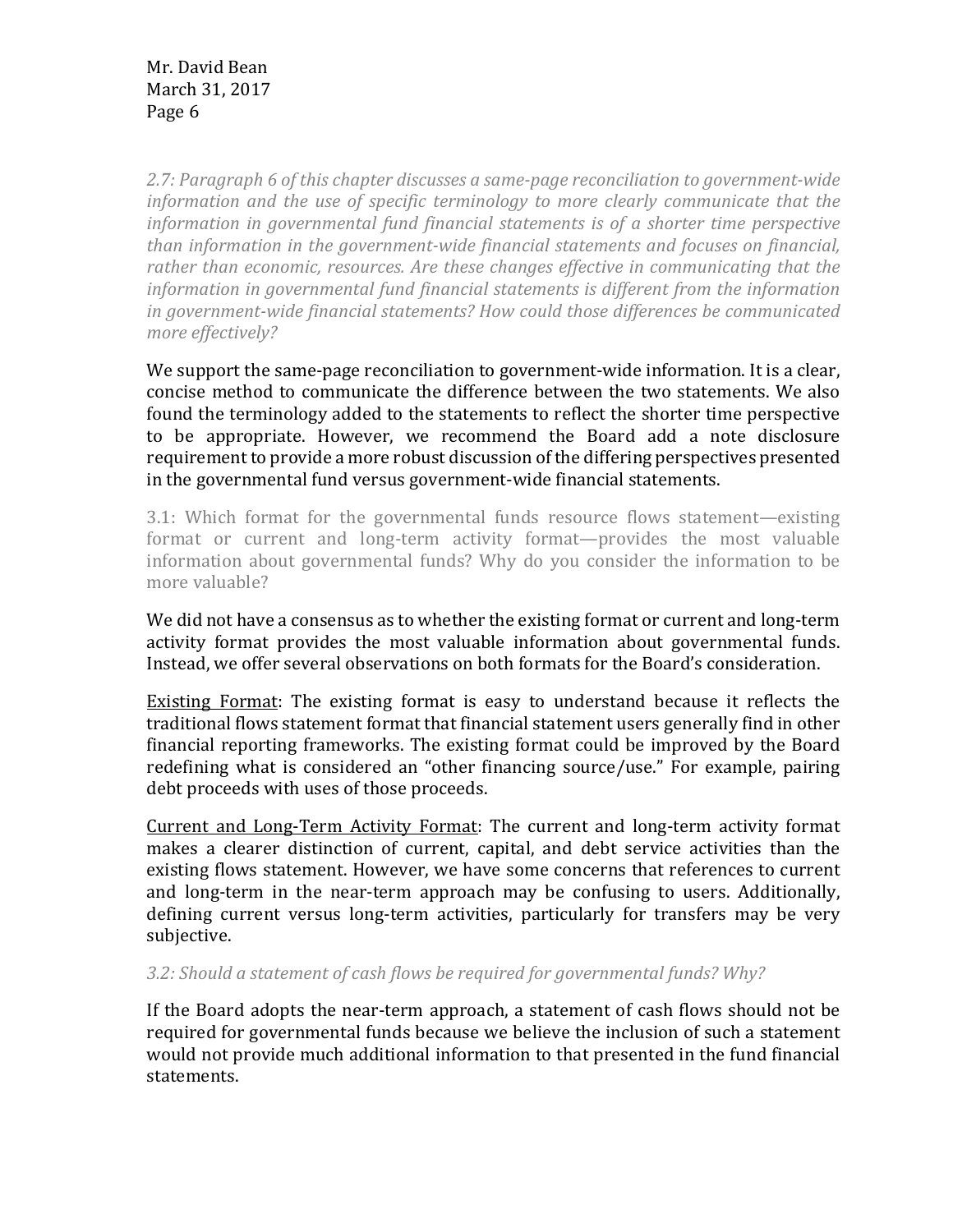*2.7: Paragraph 6 of this chapter discusses a same-page reconciliation to government-wide information and the use of specific terminology to more clearly communicate that the information in governmental fund financial statements is of a shorter time perspective than information in the government-wide financial statements and focuses on financial, rather than economic, resources. Are these changes effective in communicating that the information in governmental fund financial statements is different from the information in government-wide financial statements? How could those differences be communicated more effectively?*

We support the same-page reconciliation to government-wide information. It is a clear, concise method to communicate the difference between the two statements. We also found the terminology added to the statements to reflect the shorter time perspective to be appropriate. However, we recommend the Board add a note disclosure requirement to provide a more robust discussion of the differing perspectives presented in the governmental fund versus government-wide financial statements.

3.1: Which format for the governmental funds resource flows statement—existing format or current and long-term activity format—provides the most valuable information about governmental funds? Why do you consider the information to be more valuable?

We did not have a consensus as to whether the existing format or current and long-term activity format provides the most valuable information about governmental funds. Instead, we offer several observations on both formats for the Board's consideration.

Existing Format: The existing format is easy to understand because it reflects the traditional flows statement format that financial statement users generally find in other financial reporting frameworks. The existing format could be improved by the Board redefining what is considered an "other financing source/use." For example, pairing debt proceeds with uses of those proceeds.

Current and Long-Term Activity Format: The current and long-term activity format makes a clearer distinction of current, capital, and debt service activities than the existing flows statement. However, we have some concerns that references to current and long-term in the near-term approach may be confusing to users. Additionally, defining current versus long-term activities, particularly for transfers may be very subjective.

*3.2: Should a statement of cash flows be required for governmental funds? Why?*

If the Board adopts the near-term approach, a statement of cash flows should not be required for governmental funds because we believe the inclusion of such a statement would not provide much additional information to that presented in the fund financial statements.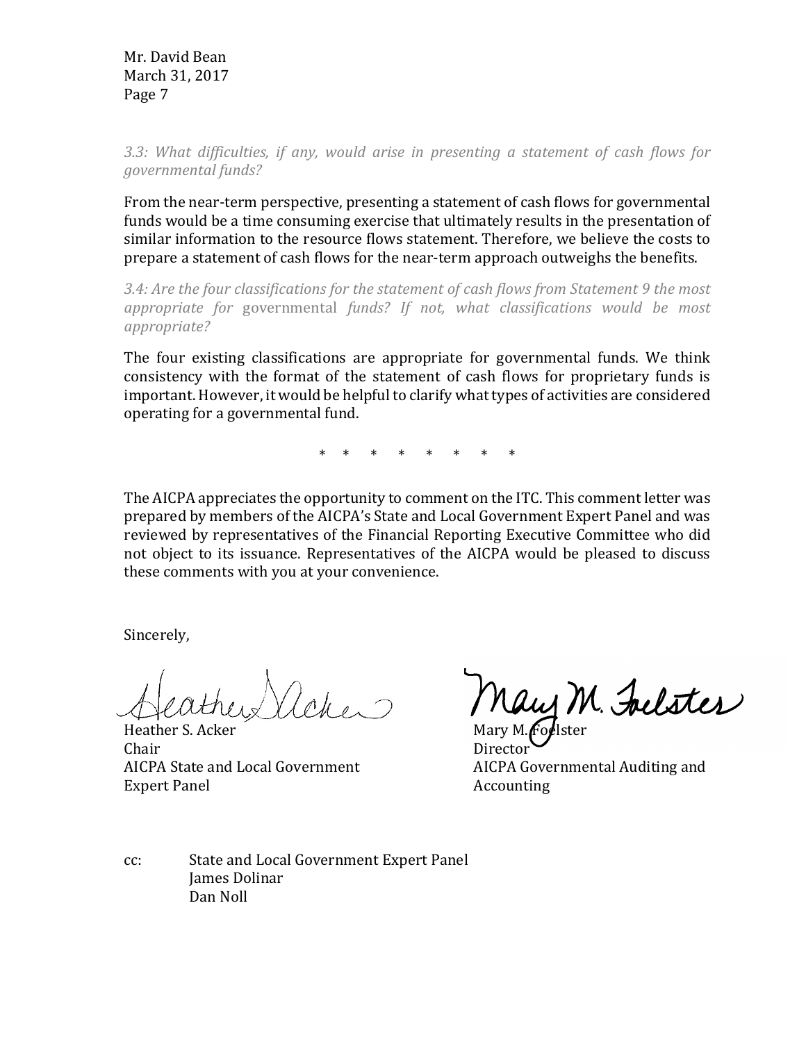*3.3: What difficulties, if any, would arise in presenting a statement of cash flows for governmental funds?*

From the near-term perspective, presenting a statement of cash flows for governmental funds would be a time consuming exercise that ultimately results in the presentation of similar information to the resource flows statement. Therefore, we believe the costs to prepare a statement of cash flows for the near-term approach outweighs the benefits.

*3.4: Are the four classifications for the statement of cash flows from Statement 9 the most appropriate for* governmental *funds? If not, what classifications would be most appropriate?*

The four existing classifications are appropriate for governmental funds. We think consistency with the format of the statement of cash flows for proprietary funds is important. However, it would be helpful to clarify what types of activities are considered operating for a governmental fund.

\* \* \* \* \* \* \* \*

The AICPA appreciates the opportunity to comment on the ITC. This comment letter was prepared by members of the AICPA's State and Local Government Expert Panel and was reviewed by representatives of the Financial Reporting Executive Committee who did not object to its issuance. Representatives of the AICPA would be pleased to discuss these comments with you at your convenience.

Sincerely,

Heather S. Acker
Chair
AICPA State and Local Government
Expert Panel

Mary M. Foelster
Director
AICPA Governmental Auditing and
Accounting

cc: State and Local Government Expert Panel
James Dolinar
Dan Noll